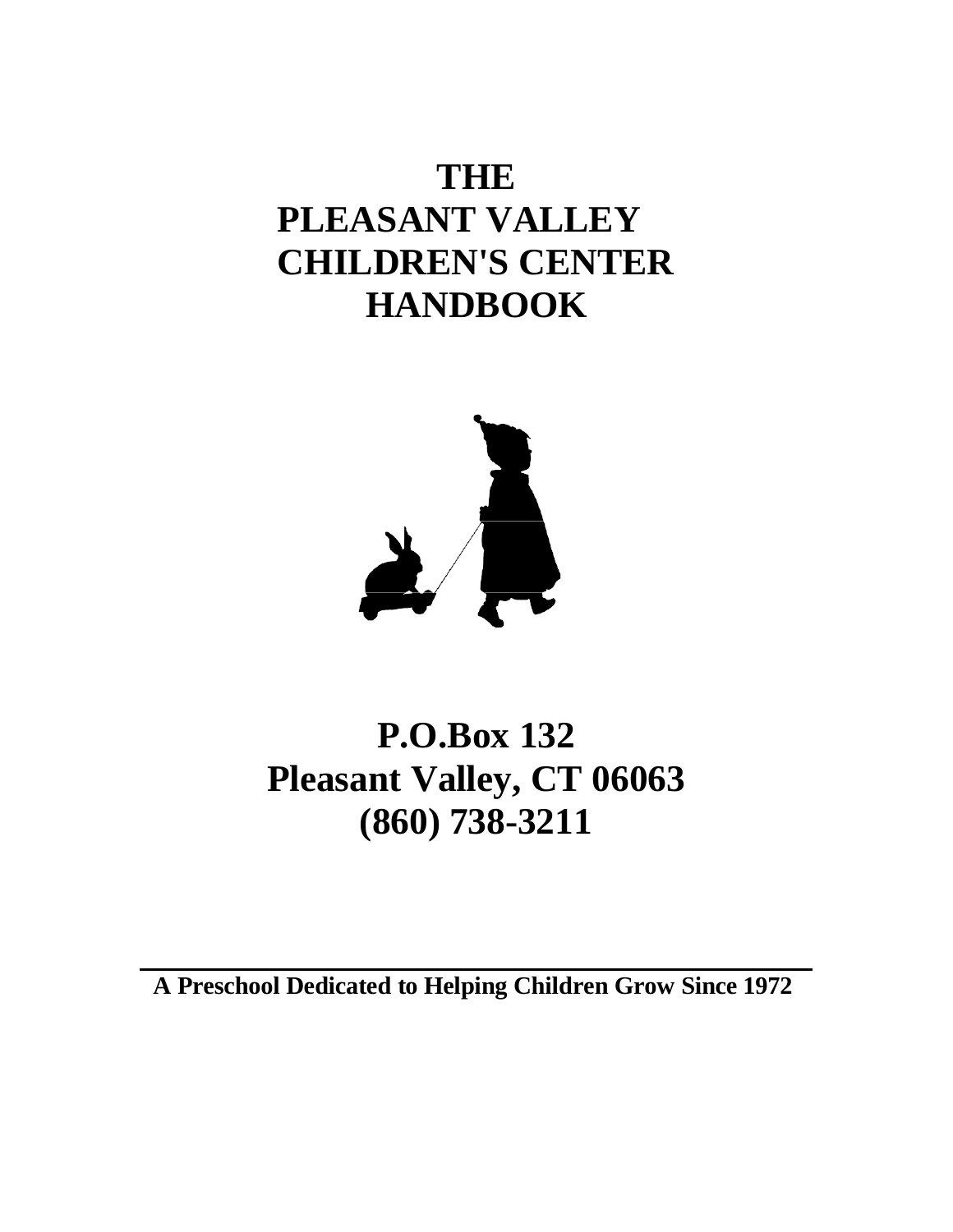# THE PLEASANT VALLEY CHILDREN'S CENTER HANDBOOK

## P.O.Box 132
## Pleasant Valley, CT 06063
## (860) 738-3211

---

**A Preschool Dedicated to Helping Children Grow Since 1972**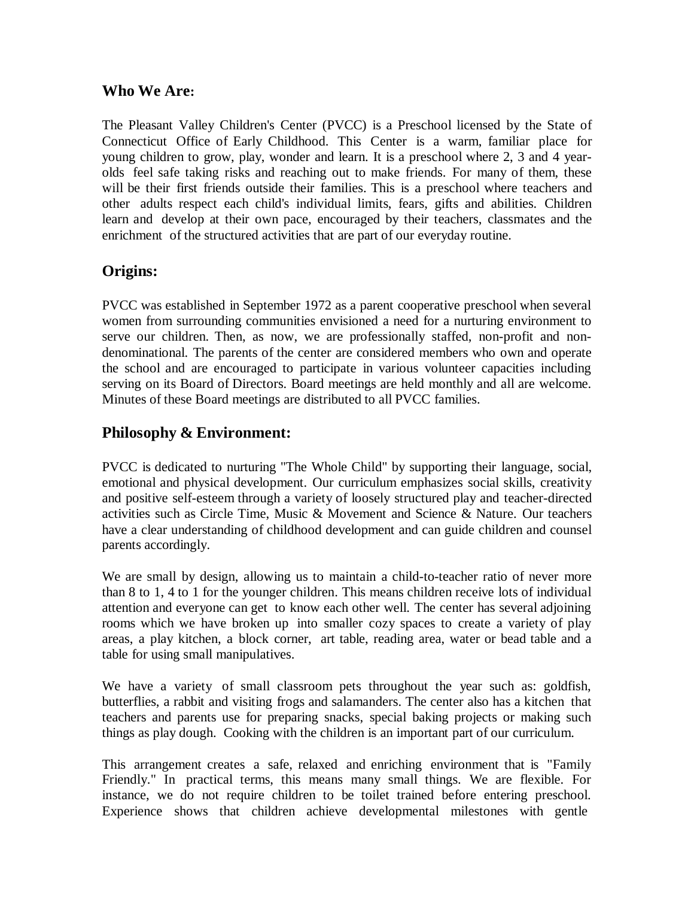## Who We Are:

The Pleasant Valley Children's Center (PVCC) is a Preschool licensed by the State of Connecticut Office of Early Childhood. This Center is a warm, familiar place for young children to grow, play, wonder and learn. It is a preschool where 2, 3 and 4 year-olds feel safe taking risks and reaching out to make friends. For many of them, these will be their first friends outside their families. This is a preschool where teachers and other adults respect each child's individual limits, fears, gifts and abilities. Children learn and develop at their own pace, encouraged by their teachers, classmates and the enrichment of the structured activities that are part of our everyday routine.

## Origins:

PVCC was established in September 1972 as a parent cooperative preschool when several women from surrounding communities envisioned a need for a nurturing environment to serve our children. Then, as now, we are professionally staffed, non-profit and non-denominational. The parents of the center are considered members who own and operate the school and are encouraged to participate in various volunteer capacities including serving on its Board of Directors. Board meetings are held monthly and all are welcome. Minutes of these Board meetings are distributed to all PVCC families.

## Philosophy & Environment:

PVCC is dedicated to nurturing "The Whole Child" by supporting their language, social, emotional and physical development. Our curriculum emphasizes social skills, creativity and positive self-esteem through a variety of loosely structured play and teacher-directed activities such as Circle Time, Music & Movement and Science & Nature. Our teachers have a clear understanding of childhood development and can guide children and counsel parents accordingly.

We are small by design, allowing us to maintain a child-to-teacher ratio of never more than 8 to 1, 4 to 1 for the younger children. This means children receive lots of individual attention and everyone can get to know each other well. The center has several adjoining rooms which we have broken up into smaller cozy spaces to create a variety of play areas, a play kitchen, a block corner, art table, reading area, water or bead table and a table for using small manipulatives.

We have a variety of small classroom pets throughout the year such as: goldfish, butterflies, a rabbit and visiting frogs and salamanders. The center also has a kitchen that teachers and parents use for preparing snacks, special baking projects or making such things as play dough. Cooking with the children is an important part of our curriculum.

This arrangement creates a safe, relaxed and enriching environment that is "Family Friendly." In practical terms, this means many small things. We are flexible. For instance, we do not require children to be toilet trained before entering preschool. Experience shows that children achieve developmental milestones with gentle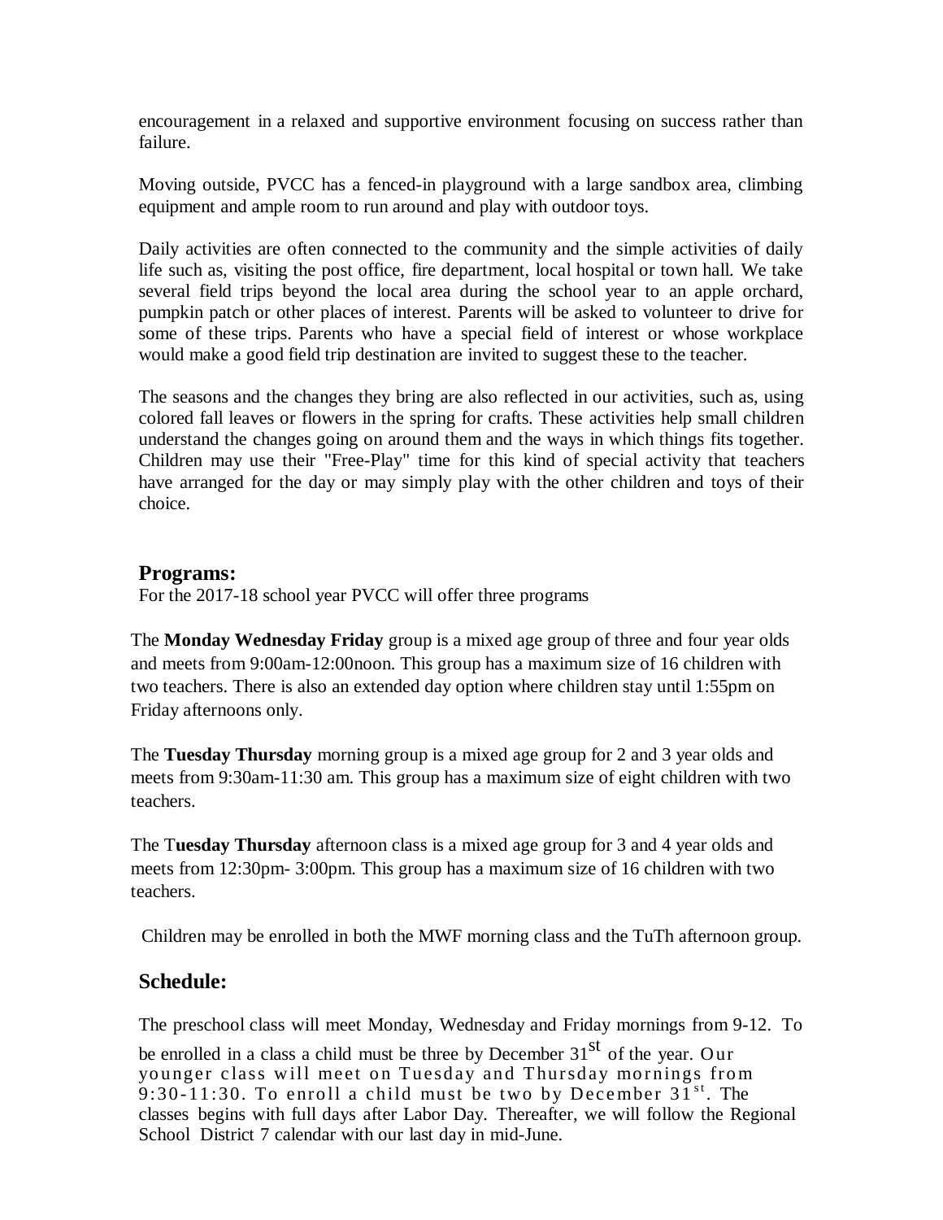encouragement in a relaxed and supportive environment focusing on success rather than failure.

Moving outside, PVCC has a fenced-in playground with a large sandbox area, climbing equipment and ample room to run around and play with outdoor toys.

Daily activities are often connected to the community and the simple activities of daily life such as, visiting the post office, fire department, local hospital or town hall. We take several field trips beyond the local area during the school year to an apple orchard, pumpkin patch or other places of interest. Parents will be asked to volunteer to drive for some of these trips. Parents who have a special field of interest or whose workplace would make a good field trip destination are invited to suggest these to the teacher.

The seasons and the changes they bring are also reflected in our activities, such as, using colored fall leaves or flowers in the spring for crafts. These activities help small children understand the changes going on around them and the ways in which things fits together. Children may use their "Free-Play" time for this kind of special activity that teachers have arranged for the day or may simply play with the other children and toys of their choice.

## Programs:

For the 2017-18 school year PVCC will offer three programs

The **Monday Wednesday Friday** group is a mixed age group of three and four year olds and meets from 9:00am-12:00noon. This group has a maximum size of 16 children with two teachers. There is also an extended day option where children stay until 1:55pm on Friday afternoons only.

The **Tuesday Thursday** morning group is a mixed age group for 2 and 3 year olds and meets from 9:30am-11:30 am. This group has a maximum size of eight children with two teachers.

The T**uesday Thursday** afternoon class is a mixed age group for 3 and 4 year olds and meets from 12:30pm- 3:00pm. This group has a maximum size of 16 children with two teachers.

Children may be enrolled in both the MWF morning class and the TuTh afternoon group.

## Schedule:

The preschool class will meet Monday, Wednesday and Friday mornings from 9-12. To be enrolled in a class a child must be three by December 31st of the year. Our younger class will meet on Tuesday and Thursday mornings from 9:30-11:30. To enroll a child must be two by December 31st. The classes begins with full days after Labor Day. Thereafter, we will follow the Regional School District 7 calendar with our last day in mid-June.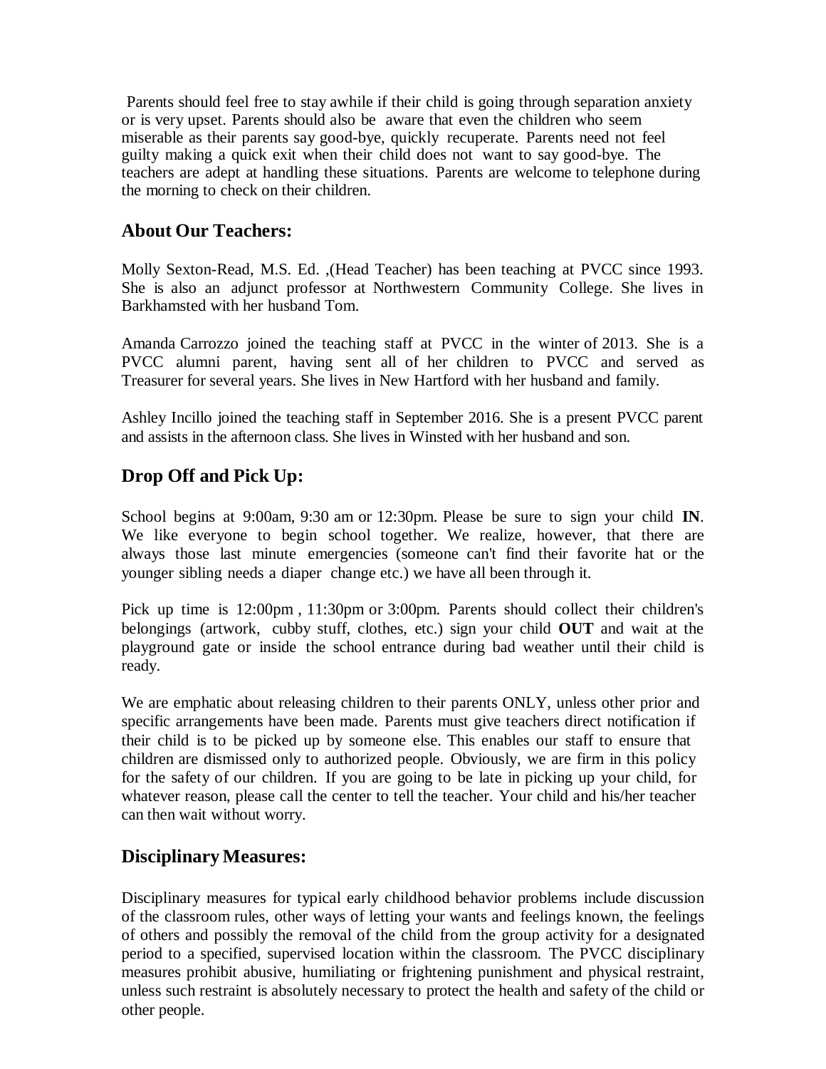Parents should feel free to stay awhile if their child is going through separation anxiety or is very upset. Parents should also be aware that even the children who seem miserable as their parents say good-bye, quickly recuperate. Parents need not feel guilty making a quick exit when their child does not want to say good-bye. The teachers are adept at handling these situations. Parents are welcome to telephone during the morning to check on their children.

## About Our Teachers:

Molly Sexton-Read, M.S. Ed. ,(Head Teacher) has been teaching at PVCC since 1993. She is also an adjunct professor at Northwestern Community College. She lives in Barkhamsted with her husband Tom.

Amanda Carrozzo joined the teaching staff at PVCC in the winter of 2013. She is a PVCC alumni parent, having sent all of her children to PVCC and served as Treasurer for several years. She lives in New Hartford with her husband and family.

Ashley Incillo joined the teaching staff in September 2016. She is a present PVCC parent and assists in the afternoon class. She lives in Winsted with her husband and son.

## Drop Off and Pick Up:

School begins at 9:00am, 9:30 am or 12:30pm. Please be sure to sign your child **IN**. We like everyone to begin school together. We realize, however, that there are always those last minute emergencies (someone can't find their favorite hat or the younger sibling needs a diaper change etc.) we have all been through it.

Pick up time is 12:00pm , 11:30pm or 3:00pm. Parents should collect their children's belongings (artwork, cubby stuff, clothes, etc.) sign your child **OUT** and wait at the playground gate or inside the school entrance during bad weather until their child is ready.

We are emphatic about releasing children to their parents ONLY, unless other prior and specific arrangements have been made. Parents must give teachers direct notification if their child is to be picked up by someone else. This enables our staff to ensure that children are dismissed only to authorized people. Obviously, we are firm in this policy for the safety of our children. If you are going to be late in picking up your child, for whatever reason, please call the center to tell the teacher. Your child and his/her teacher can then wait without worry.

## Disciplinary Measures:

Disciplinary measures for typical early childhood behavior problems include discussion of the classroom rules, other ways of letting your wants and feelings known, the feelings of others and possibly the removal of the child from the group activity for a designated period to a specified, supervised location within the classroom. The PVCC disciplinary measures prohibit abusive, humiliating or frightening punishment and physical restraint, unless such restraint is absolutely necessary to protect the health and safety of the child or other people.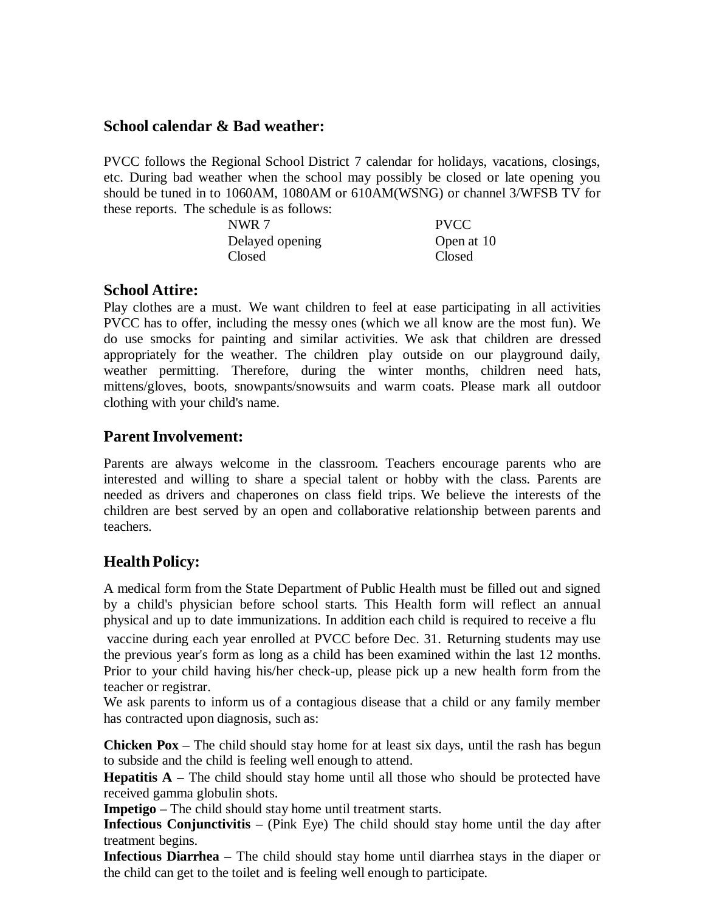## School calendar & Bad weather:

PVCC follows the Regional School District 7 calendar for holidays, vacations, closings, etc. During bad weather when the school may possibly be closed or late opening you should be tuned in to 1060AM, 1080AM or 610AM(WSNG) or channel 3/WFSB TV for these reports. The schedule is as follows:

| NWR 7 | PVCC |
|---|---|
| Delayed opening | Open at 10 |
| Closed | Closed |

## School Attire:

Play clothes are a must. We want children to feel at ease participating in all activities PVCC has to offer, including the messy ones (which we all know are the most fun). We do use smocks for painting and similar activities. We ask that children are dressed appropriately for the weather. The children play outside on our playground daily, weather permitting. Therefore, during the winter months, children need hats, mittens/gloves, boots, snowpants/snowsuits and warm coats. Please mark all outdoor clothing with your child's name.

## Parent Involvement:

Parents are always welcome in the classroom. Teachers encourage parents who are interested and willing to share a special talent or hobby with the class. Parents are needed as drivers and chaperones on class field trips. We believe the interests of the children are best served by an open and collaborative relationship between parents and teachers.

## Health Policy:

A medical form from the State Department of Public Health must be filled out and signed by a child's physician before school starts. This Health form will reflect an annual physical and up to date immunizations. In addition each child is required to receive a flu vaccine during each year enrolled at PVCC before Dec. 31. Returning students may use the previous year's form as long as a child has been examined within the last 12 months. Prior to your child having his/her check-up, please pick up a new health form from the teacher or registrar.

We ask parents to inform us of a contagious disease that a child or any family member has contracted upon diagnosis, such as:

**Chicken Pox –** The child should stay home for at least six days, until the rash has begun to subside and the child is feeling well enough to attend.

**Hepatitis A –** The child should stay home until all those who should be protected have received gamma globulin shots.

**Impetigo –** The child should stay home until treatment starts.

**Infectious Conjunctivitis –** (Pink Eye) The child should stay home until the day after treatment begins.

**Infectious Diarrhea –** The child should stay home until diarrhea stays in the diaper or the child can get to the toilet and is feeling well enough to participate.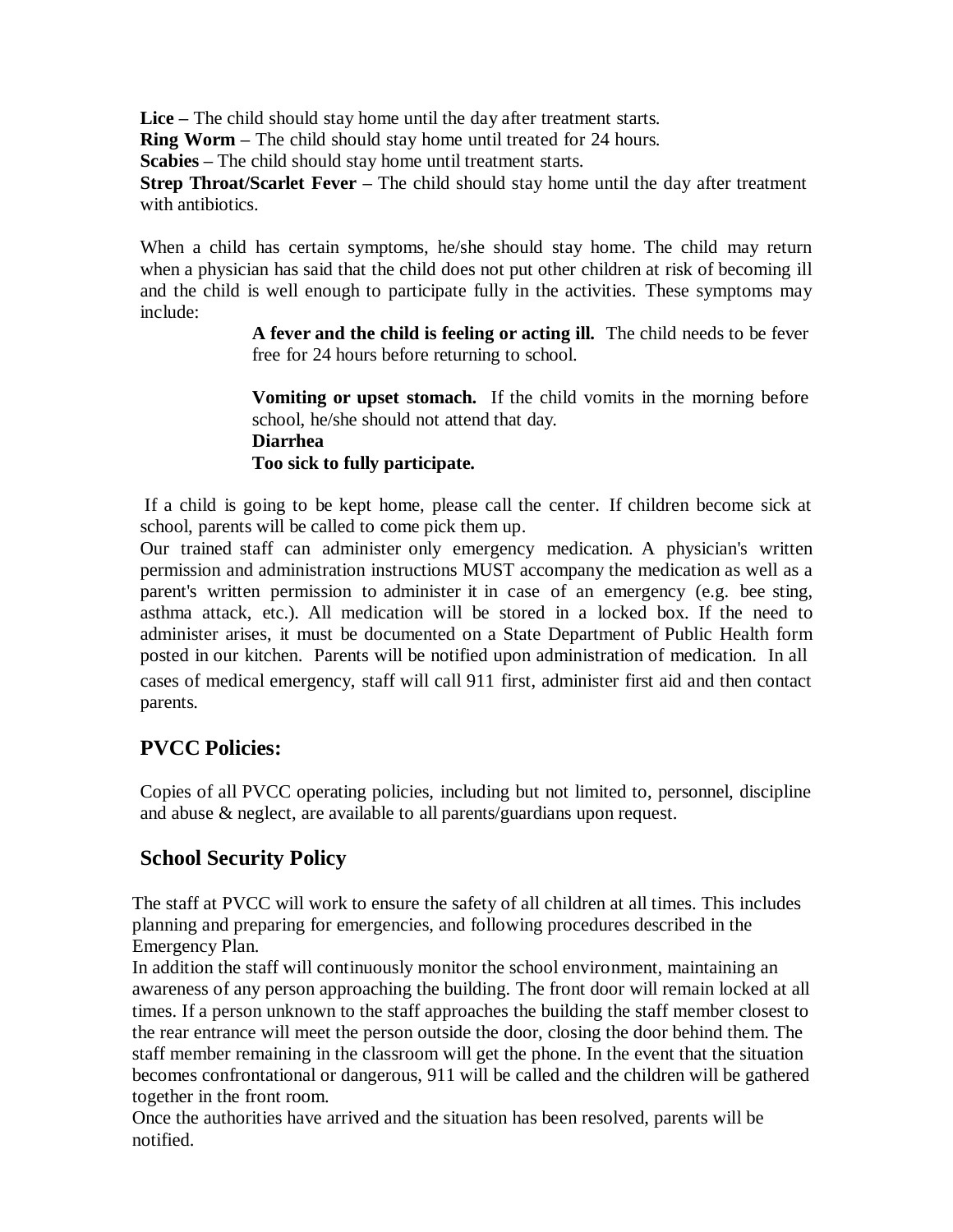**Lice –** The child should stay home until the day after treatment starts.
**Ring Worm –** The child should stay home until treated for 24 hours.
**Scabies –** The child should stay home until treatment starts.
**Strep Throat/Scarlet Fever –** The child should stay home until the day after treatment with antibiotics.

When a child has certain symptoms, he/she should stay home. The child may return when a physician has said that the child does not put other children at risk of becoming ill and the child is well enough to participate fully in the activities. These symptoms may include:

> **A fever and the child is feeling or acting ill.** The child needs to be fever free for 24 hours before returning to school.
>
> **Vomiting or upset stomach.** If the child vomits in the morning before school, he/she should not attend that day.
> **Diarrhea**
> **Too sick to fully participate.**

If a child is going to be kept home, please call the center. If children become sick at school, parents will be called to come pick them up.
Our trained staff can administer only emergency medication. A physician's written permission and administration instructions MUST accompany the medication as well as a parent's written permission to administer it in case of an emergency (e.g. bee sting, asthma attack, etc.). All medication will be stored in a locked box. If the need to administer arises, it must be documented on a State Department of Public Health form posted in our kitchen. Parents will be notified upon administration of medication. In all cases of medical emergency, staff will call 911 first, administer first aid and then contact parents.

## PVCC Policies:

Copies of all PVCC operating policies, including but not limited to, personnel, discipline and abuse & neglect, are available to all parents/guardians upon request.

## School Security Policy

The staff at PVCC will work to ensure the safety of all children at all times. This includes planning and preparing for emergencies, and following procedures described in the Emergency Plan.
In addition the staff will continuously monitor the school environment, maintaining an awareness of any person approaching the building. The front door will remain locked at all times. If a person unknown to the staff approaches the building the staff member closest to the rear entrance will meet the person outside the door, closing the door behind them. The staff member remaining in the classroom will get the phone. In the event that the situation becomes confrontational or dangerous, 911 will be called and the children will be gathered together in the front room.
Once the authorities have arrived and the situation has been resolved, parents will be notified.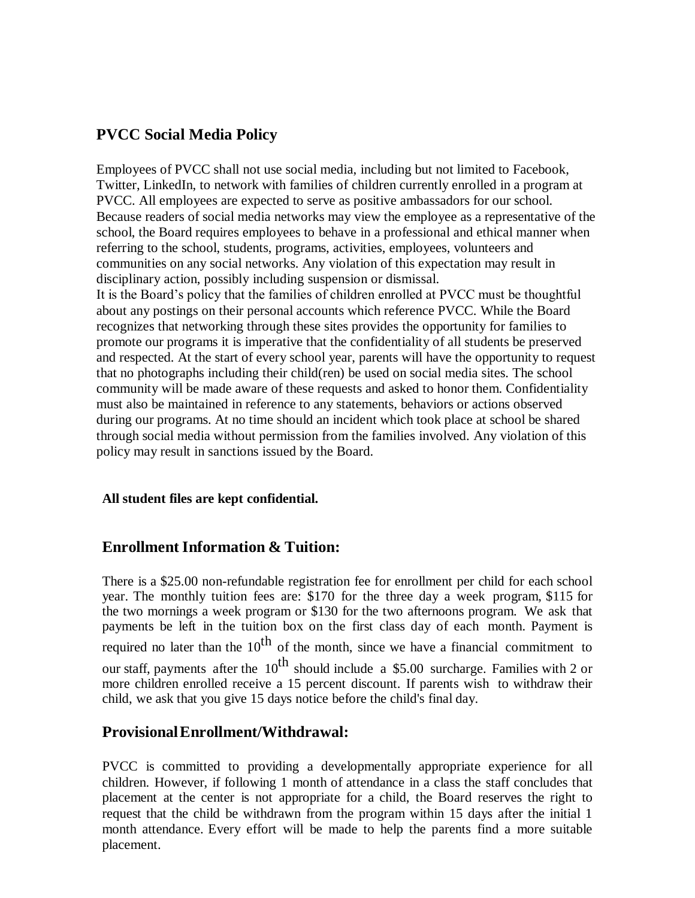## PVCC Social Media Policy

Employees of PVCC shall not use social media, including but not limited to Facebook, Twitter, LinkedIn, to network with families of children currently enrolled in a program at PVCC. All employees are expected to serve as positive ambassadors for our school. Because readers of social media networks may view the employee as a representative of the school, the Board requires employees to behave in a professional and ethical manner when referring to the school, students, programs, activities, employees, volunteers and communities on any social networks. Any violation of this expectation may result in disciplinary action, possibly including suspension or dismissal.
It is the Board's policy that the families of children enrolled at PVCC must be thoughtful about any postings on their personal accounts which reference PVCC. While the Board recognizes that networking through these sites provides the opportunity for families to promote our programs it is imperative that the confidentiality of all students be preserved and respected. At the start of every school year, parents will have the opportunity to request that no photographs including their child(ren) be used on social media sites. The school community will be made aware of these requests and asked to honor them. Confidentiality must also be maintained in reference to any statements, behaviors or actions observed during our programs. At no time should an incident which took place at school be shared through social media without permission from the families involved. Any violation of this policy may result in sanctions issued by the Board.

**All student files are kept confidential.**

## Enrollment Information & Tuition:

There is a $25.00 non-refundable registration fee for enrollment per child for each school year. The monthly tuition fees are: $170 for the three day a week program, $115 for the two mornings a week program or $130 for the two afternoons program. We ask that payments be left in the tuition box on the first class day of each month. Payment is required no later than the 10th of the month, since we have a financial commitment to our staff, payments after the 10th should include a $5.00 surcharge. Families with 2 or more children enrolled receive a 15 percent discount. If parents wish to withdraw their child, we ask that you give 15 days notice before the child's final day.

## Provisional Enrollment/Withdrawal:

PVCC is committed to providing a developmentally appropriate experience for all children. However, if following 1 month of attendance in a class the staff concludes that placement at the center is not appropriate for a child, the Board reserves the right to request that the child be withdrawn from the program within 15 days after the initial 1 month attendance. Every effort will be made to help the parents find a more suitable placement.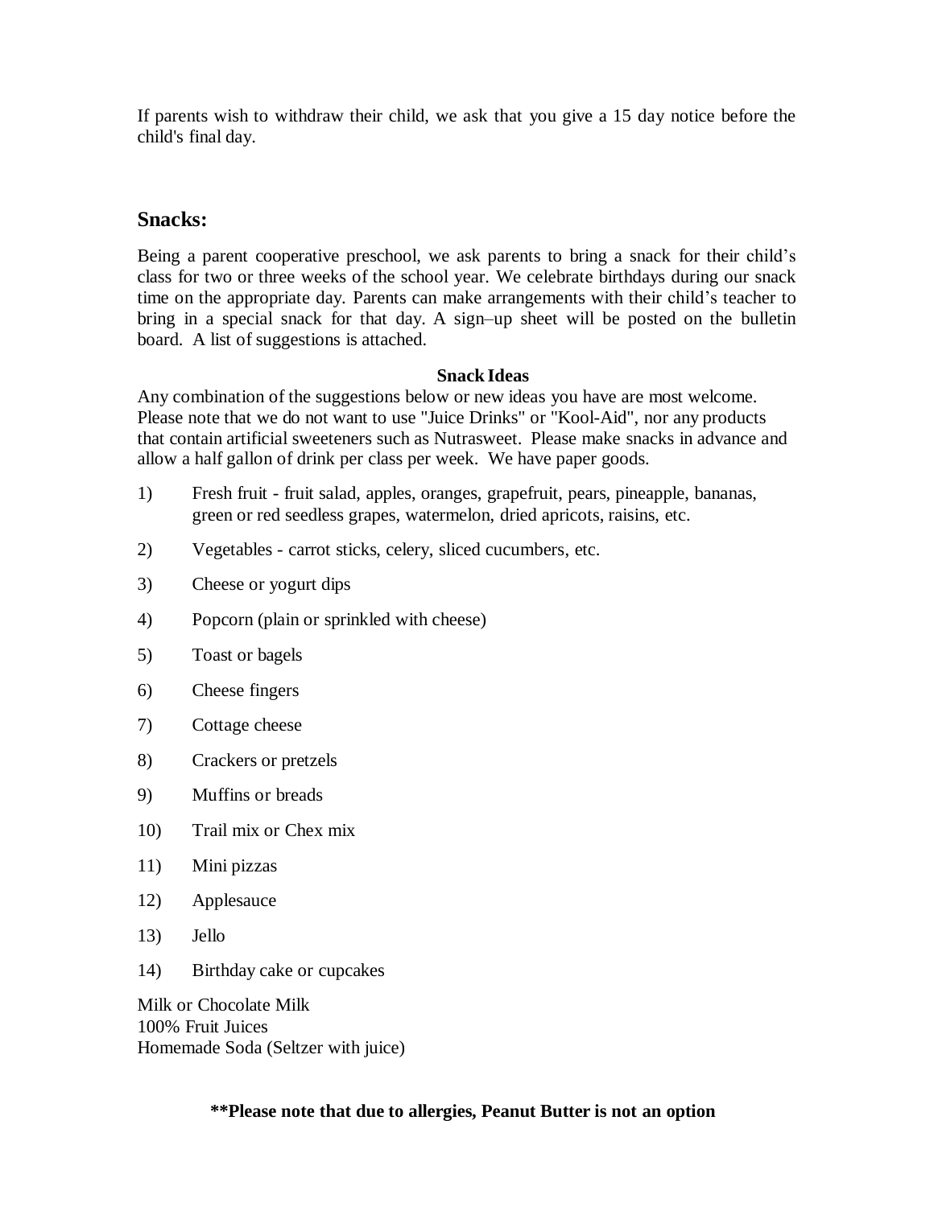If parents wish to withdraw their child, we ask that you give a 15 day notice before the child's final day.

## Snacks:

Being a parent cooperative preschool, we ask parents to bring a snack for their child's class for two or three weeks of the school year. We celebrate birthdays during our snack time on the appropriate day. Parents can make arrangements with their child's teacher to bring in a special snack for that day. A sign–up sheet will be posted on the bulletin board. A list of suggestions is attached.

**Snack Ideas**

Any combination of the suggestions below or new ideas you have are most welcome. Please note that we do not want to use "Juice Drinks" or "Kool-Aid", nor any products that contain artificial sweeteners such as Nutrasweet. Please make snacks in advance and allow a half gallon of drink per class per week. We have paper goods.

1) Fresh fruit - fruit salad, apples, oranges, grapefruit, pears, pineapple, bananas, green or red seedless grapes, watermelon, dried apricots, raisins, etc.
2) Vegetables - carrot sticks, celery, sliced cucumbers, etc.
3) Cheese or yogurt dips
4) Popcorn (plain or sprinkled with cheese)
5) Toast or bagels
6) Cheese fingers
7) Cottage cheese
8) Crackers or pretzels
9) Muffins or breads
10) Trail mix or Chex mix
11) Mini pizzas
12) Applesauce
13) Jello
14) Birthday cake or cupcakes

Milk or Chocolate Milk
100% Fruit Juices
Homemade Soda (Seltzer with juice)

**\*\*Please note that due to allergies, Peanut Butter is not an option**